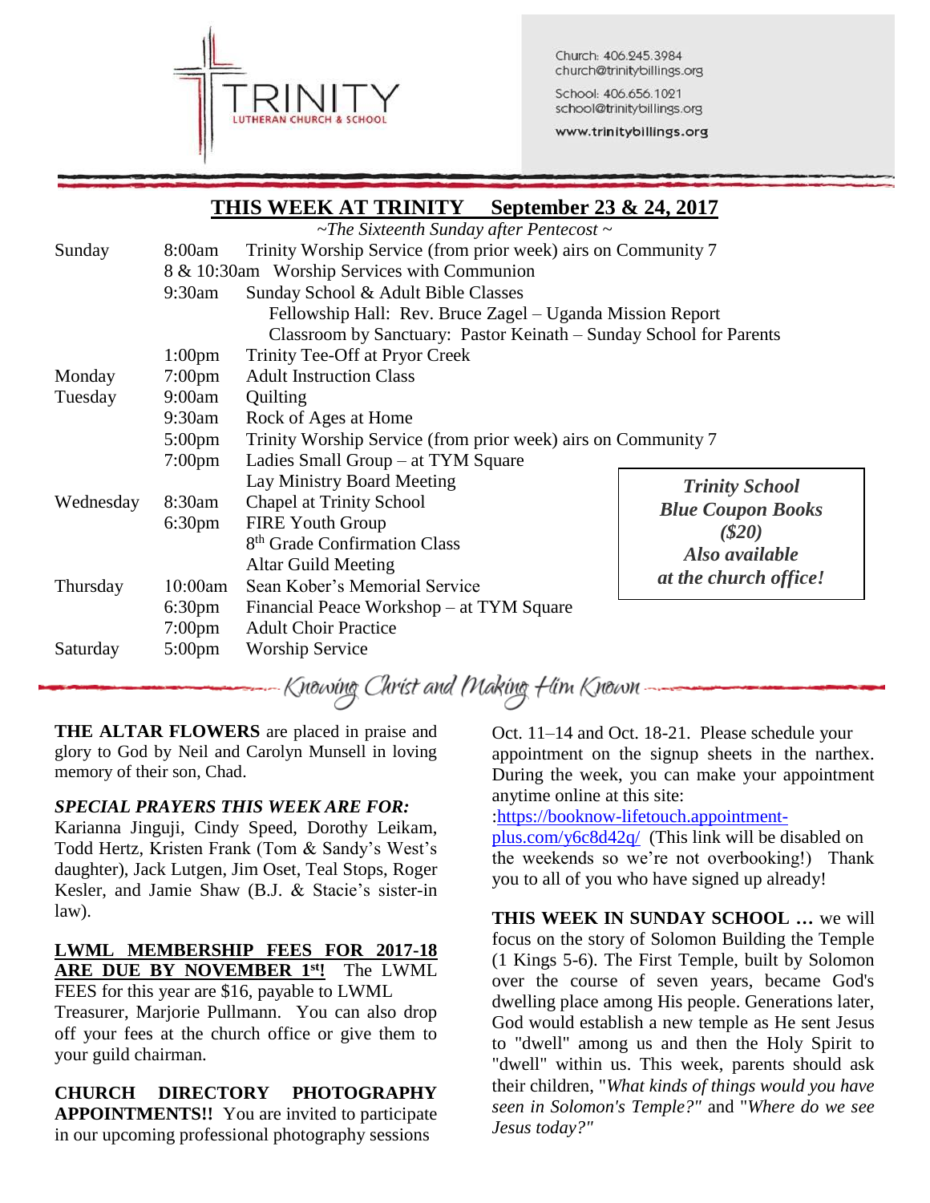# TRINITY
LUTHERAN CHURCH & SCHOOL

Church: 406.245.3984
church@trinitybillings.org

School: 406.656.1021
school@trinitybillings.org

www.trinitybillings.org

## THIS WEEK AT TRINITY September 23 & 24, 2017

*~The Sixteenth Sunday after Pentecost ~*

| Day | Time | Event |
|---|---|---|
| Sunday | 8:00am | Trinity Worship Service (from prior week) airs on Community 7 |
| | 8 & 10:30am | Worship Services with Communion |
| | 9:30am | Sunday School & Adult Bible Classes |
| | | Fellowship Hall: Rev. Bruce Zagel – Uganda Mission Report |
| | | Classroom by Sanctuary: Pastor Keinath – Sunday School for Parents |
| | 1:00pm | Trinity Tee-Off at Pryor Creek |
| Monday | 7:00pm | Adult Instruction Class |
| Tuesday | 9:00am | Quilting |
| | 9:30am | Rock of Ages at Home |
| | 5:00pm | Trinity Worship Service (from prior week) airs on Community 7 |
| | 7:00pm | Ladies Small Group – at TYM Square |
| | | Lay Ministry Board Meeting |
| Wednesday | 8:30am | Chapel at Trinity School |
| | 6:30pm | FIRE Youth Group |
| | | 8th Grade Confirmation Class |
| | | Altar Guild Meeting |
| Thursday | 10:00am | Sean Kober's Memorial Service |
| | 6:30pm | Financial Peace Workshop – at TYM Square |
| | 7:00pm | Adult Choir Practice |
| Saturday | 5:00pm | Worship Service |

***Trinity School Blue Coupon Books ($20) Also available at the church office!***

*Knowing Christ and Making Him Known*

**THE ALTAR FLOWERS** are placed in praise and glory to God by Neil and Carolyn Munsell in loving memory of their son, Chad.

***SPECIAL PRAYERS THIS WEEK ARE FOR:*** Karianna Jinguji, Cindy Speed, Dorothy Leikam, Todd Hertz, Kristen Frank (Tom & Sandy's West's daughter), Jack Lutgen, Jim Oset, Teal Stops, Roger Kesler, and Jamie Shaw (B.J. & Stacie's sister-in law).

**LWML MEMBERSHIP FEES FOR 2017-18 ARE DUE BY NOVEMBER 1st!** The LWML FEES for this year are $16, payable to LWML Treasurer, Marjorie Pullmann. You can also drop off your fees at the church office or give them to your guild chairman.

**CHURCH DIRECTORY PHOTOGRAPHY APPOINTMENTS!!** You are invited to participate in our upcoming professional photography sessions Oct. 11–14 and Oct. 18-21. Please schedule your appointment on the signup sheets in the narthex. During the week, you can make your appointment anytime online at this site: :https://booknow-lifetouch.appointment-plus.com/y6c8d42q/ (This link will be disabled on the weekends so we're not overbooking!) Thank you to all of you who have signed up already!

**THIS WEEK IN SUNDAY SCHOOL …** we will focus on the story of Solomon Building the Temple (1 Kings 5-6). The First Temple, built by Solomon over the course of seven years, became God's dwelling place among His people. Generations later, God would establish a new temple as He sent Jesus to "dwell" among us and then the Holy Spirit to "dwell" within us. This week, parents should ask their children, "*What kinds of things would you have seen in Solomon's Temple?"* and "*Where do we see Jesus today?"*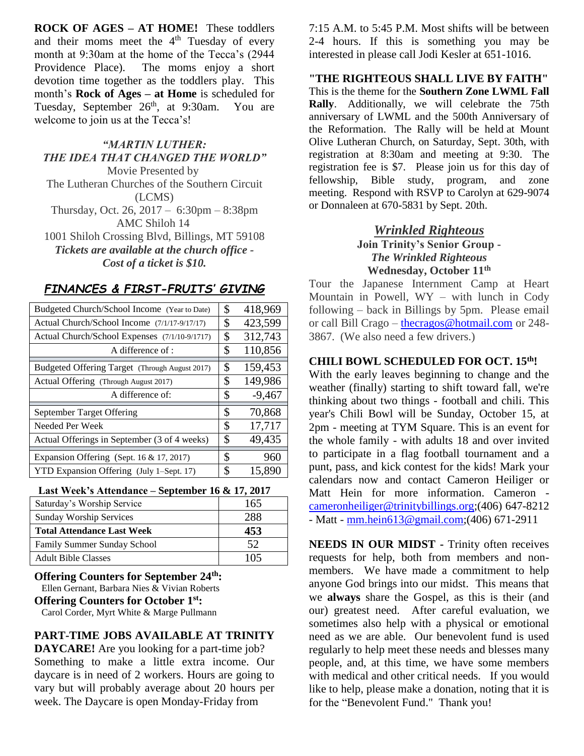**ROCK OF AGES – AT HOME!** These toddlers and their moms meet the 4th Tuesday of every month at 9:30am at the home of the Tecca's (2944 Providence Place). The moms enjoy a short devotion time together as the toddlers play. This month's **Rock of Ages – at Home** is scheduled for Tuesday, September 26th, at 9:30am. You are welcome to join us at the Tecca's!

***"MARTIN LUTHER: THE IDEA THAT CHANGED THE WORLD"***

Movie Presented by
The Lutheran Churches of the Southern Circuit (LCMS)
Thursday, Oct. 26, 2017 – 6:30pm – 8:38pm
AMC Shiloh 14
1001 Shiloh Crossing Blvd, Billings, MT 59108
***Tickets are available at the church office - Cost of a ticket is $10.***

## *FINANCES & FIRST-FRUITS' GIVING*

| | | |
|---|---|---|
| Budgeted Church/School Income (Year to Date) | $ | 418,969 |
| Actual Church/School Income (7/1/17-9/17/17) | $ | 423,599 |
| Actual Church/School Expenses (7/1/10-9/1717) | $ | 312,743 |
| A difference of : | $ | 110,856 |
| Budgeted Offering Target (Through August 2017) | $ | 159,453 |
| Actual Offering (Through August 2017) | $ | 149,986 |
| A difference of: | $ | -9,467 |
| September Target Offering | $ | 70,868 |
| Needed Per Week | $ | 17,717 |
| Actual Offerings in September (3 of 4 weeks) | $ | 49,435 |
| Expansion Offering (Sept. 16 & 17, 2017) | $ | 960 |
| YTD Expansion Offering (July 1–Sept. 17) | $ | 15,890 |

**Last Week's Attendance – September 16 & 17, 2017**

| | |
|---|---|
| Saturday's Worship Service | 165 |
| Sunday Worship Services | 288 |
| **Total Attendance Last Week** | **453** |
| Family Summer Sunday School | 52 |
| Adult Bible Classes | 105 |

**Offering Counters for September 24th:**
Ellen Gernant, Barbara Nies & Vivian Roberts

**Offering Counters for October 1st:**
Carol Corder, Myrt White & Marge Pullmann

**PART-TIME JOBS AVAILABLE AT TRINITY DAYCARE!** Are you looking for a part-time job? Something to make a little extra income. Our daycare is in need of 2 workers. Hours are going to vary but will probably average about 20 hours per week. The Daycare is open Monday-Friday from 7:15 A.M. to 5:45 P.M. Most shifts will be between 2-4 hours. If this is something you may be interested in please call Jodi Kesler at 651-1016.

**"THE RIGHTEOUS SHALL LIVE BY FAITH"** This is the theme for the **Southern Zone LWML Fall Rally**. Additionally, we will celebrate the 75th anniversary of LWML and the 500th Anniversary of the Reformation. The Rally will be held at Mount Olive Lutheran Church, on Saturday, Sept. 30th, with registration at 8:30am and meeting at 9:30. The registration fee is $7. Please join us for this day of fellowship, Bible study, program, and zone meeting. Respond with RSVP to Carolyn at 629-9074 or Donnaleen at 670-5831 by Sept. 20th.

## *Wrinkled Righteous*

**Join Trinity's Senior Group -**
***The Wrinkled Righteous***
**Wednesday, October 11th**

Tour the Japanese Internment Camp at Heart Mountain in Powell, WY – with lunch in Cody following – back in Billings by 5pm. Please email or call Bill Crago – thecragos@hotmail.com or 248-3867. (We also need a few drivers.)

**CHILI BOWL SCHEDULED FOR OCT. 15th!**

With the early leaves beginning to change and the weather (finally) starting to shift toward fall, we're thinking about two things - football and chili. This year's Chili Bowl will be Sunday, October 15, at 2pm - meeting at TYM Square. This is an event for the whole family - with adults 18 and over invited to participate in a flag football tournament and a punt, pass, and kick contest for the kids! Mark your calendars now and contact Cameron Heiliger or Matt Hein for more information. Cameron - cameronheiliger@trinitybillings.org;(406) 647-8212 - Matt - mm.hein613@gmail.com;(406) 671-2911

**NEEDS IN OUR MIDST** - Trinity often receives requests for help, both from members and non-members. We have made a commitment to help anyone God brings into our midst. This means that we **always** share the Gospel, as this is their (and our) greatest need. After careful evaluation, we sometimes also help with a physical or emotional need as we are able. Our benevolent fund is used regularly to help meet these needs and blesses many people, and, at this time, we have some members with medical and other critical needs. If you would like to help, please make a donation, noting that it is for the "Benevolent Fund." Thank you!